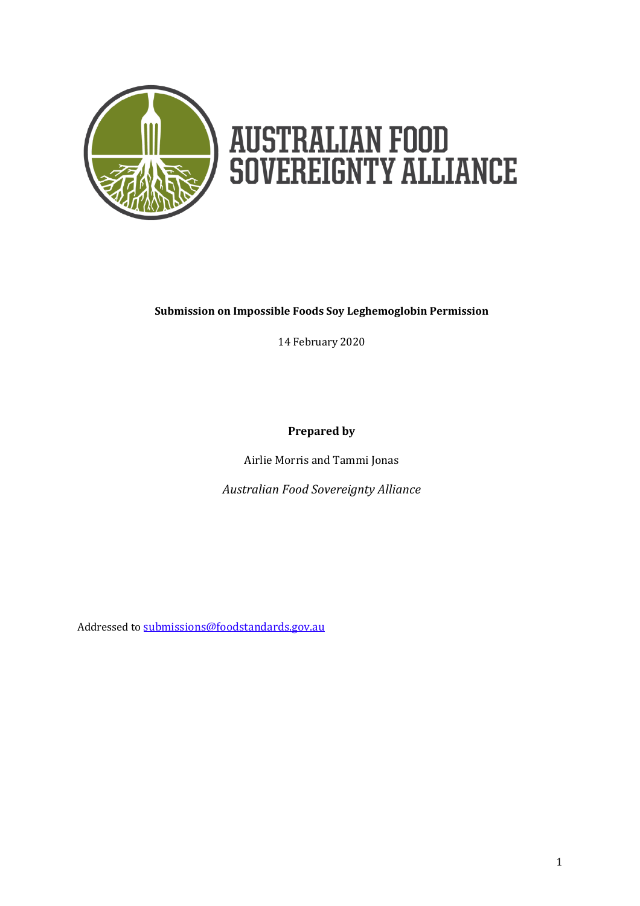# AUSTRALIAN FOOD SOVEREIGNTY ALLIANCE

**Submission on Impossible Foods Soy Leghemoglobin Permission**

14 February 2020

**Prepared by**

Airlie Morris and Tammi Jonas

*Australian Food Sovereignty Alliance*

Addressed to [submissions@foodstandards.gov.au](mailto:submissions@foodstandards.gov.au)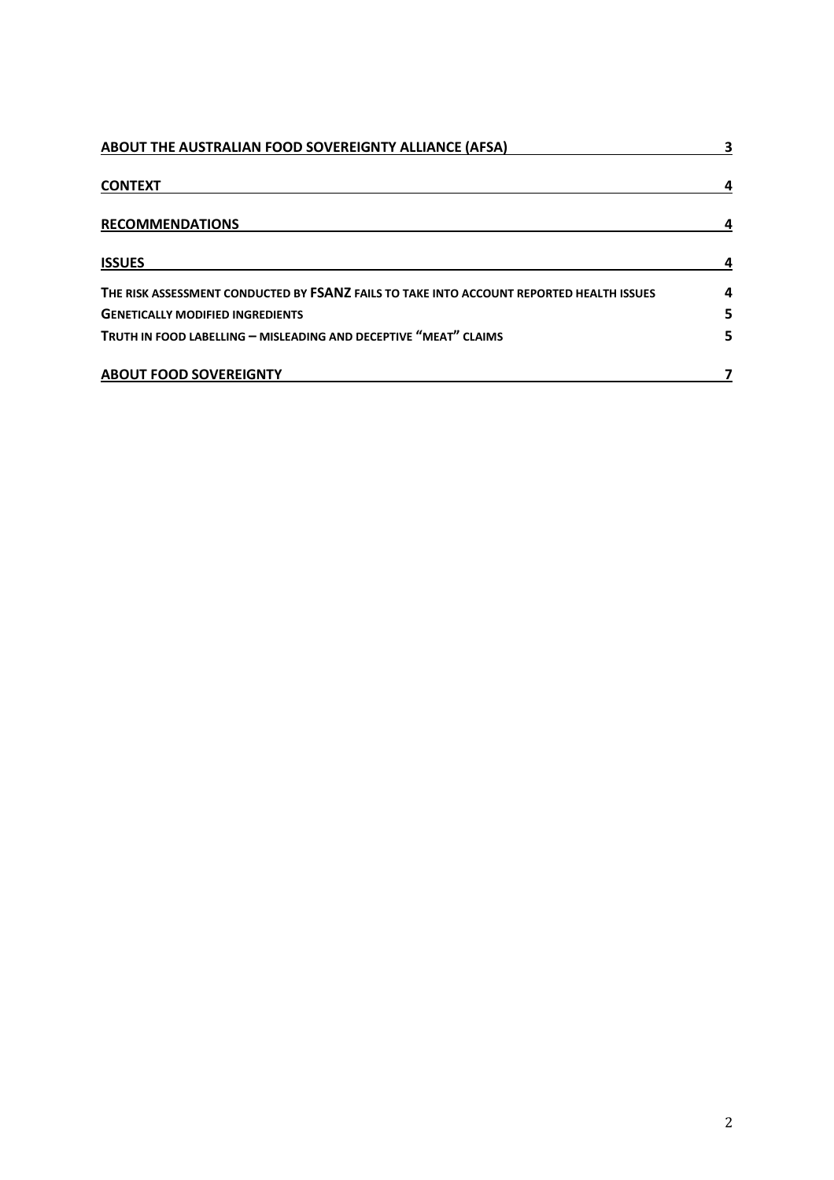| | |
|---|---|
| **ABOUT THE AUSTRALIAN FOOD SOVEREIGNTY ALLIANCE (AFSA)** | **3** |
| **CONTEXT** | **4** |
| **RECOMMENDATIONS** | **4** |
| **ISSUES** | **4** |
| **THE RISK ASSESSMENT CONDUCTED BY FSANZ FAILS TO TAKE INTO ACCOUNT REPORTED HEALTH ISSUES** | **4** |
| **GENETICALLY MODIFIED INGREDIENTS** | **5** |
| **TRUTH IN FOOD LABELLING – MISLEADING AND DECEPTIVE "MEAT" CLAIMS** | **5** |
| **ABOUT FOOD SOVEREIGNTY** | **7** |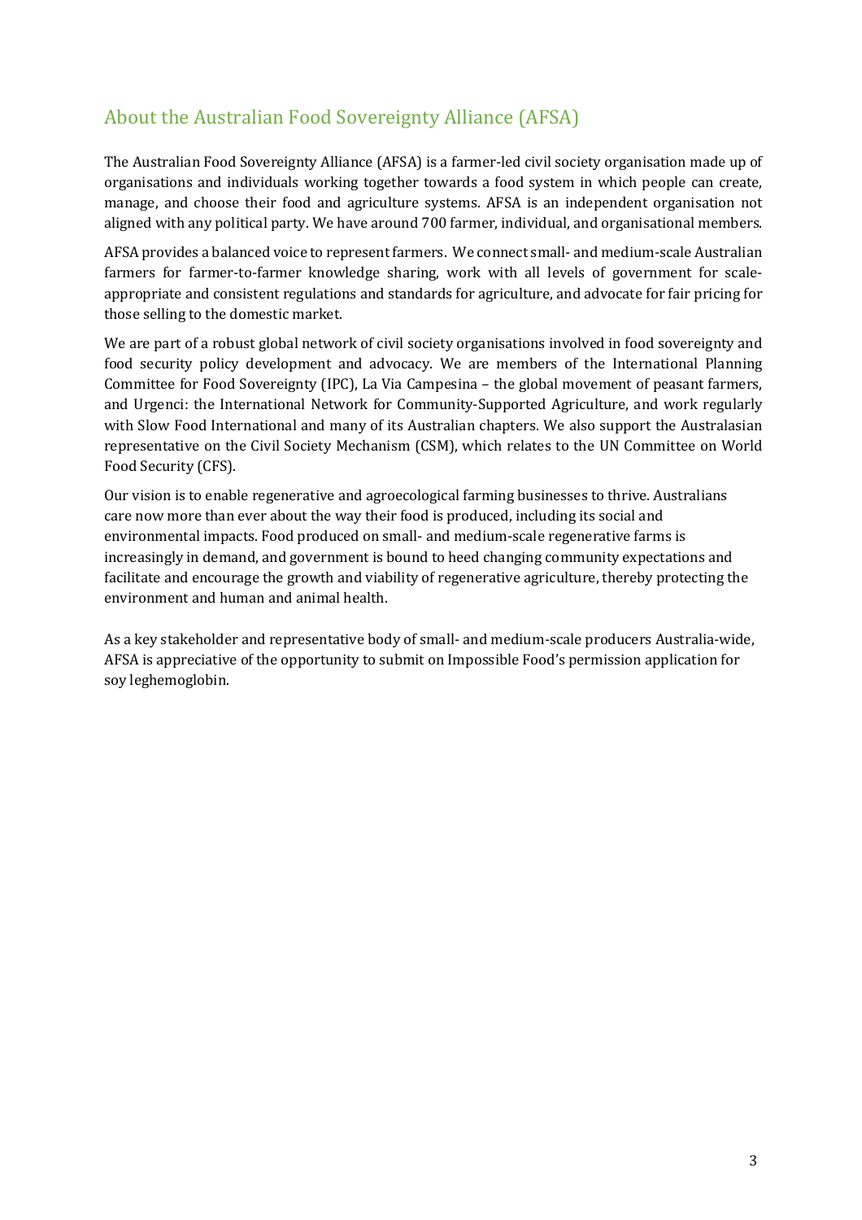## About the Australian Food Sovereignty Alliance (AFSA)

The Australian Food Sovereignty Alliance (AFSA) is a farmer-led civil society organisation made up of organisations and individuals working together towards a food system in which people can create, manage, and choose their food and agriculture systems. AFSA is an independent organisation not aligned with any political party. We have around 700 farmer, individual, and organisational members.

AFSA provides a balanced voice to represent farmers. We connect small- and medium-scale Australian farmers for farmer-to-farmer knowledge sharing, work with all levels of government for scale-appropriate and consistent regulations and standards for agriculture, and advocate for fair pricing for those selling to the domestic market.

We are part of a robust global network of civil society organisations involved in food sovereignty and food security policy development and advocacy. We are members of the International Planning Committee for Food Sovereignty (IPC), La Via Campesina – the global movement of peasant farmers, and Urgenci: the International Network for Community-Supported Agriculture, and work regularly with Slow Food International and many of its Australian chapters. We also support the Australasian representative on the Civil Society Mechanism (CSM), which relates to the UN Committee on World Food Security (CFS).

Our vision is to enable regenerative and agroecological farming businesses to thrive. Australians care now more than ever about the way their food is produced, including its social and environmental impacts. Food produced on small- and medium-scale regenerative farms is increasingly in demand, and government is bound to heed changing community expectations and facilitate and encourage the growth and viability of regenerative agriculture, thereby protecting the environment and human and animal health.

As a key stakeholder and representative body of small- and medium-scale producers Australia-wide, AFSA is appreciative of the opportunity to submit on Impossible Food's permission application for soy leghemoglobin.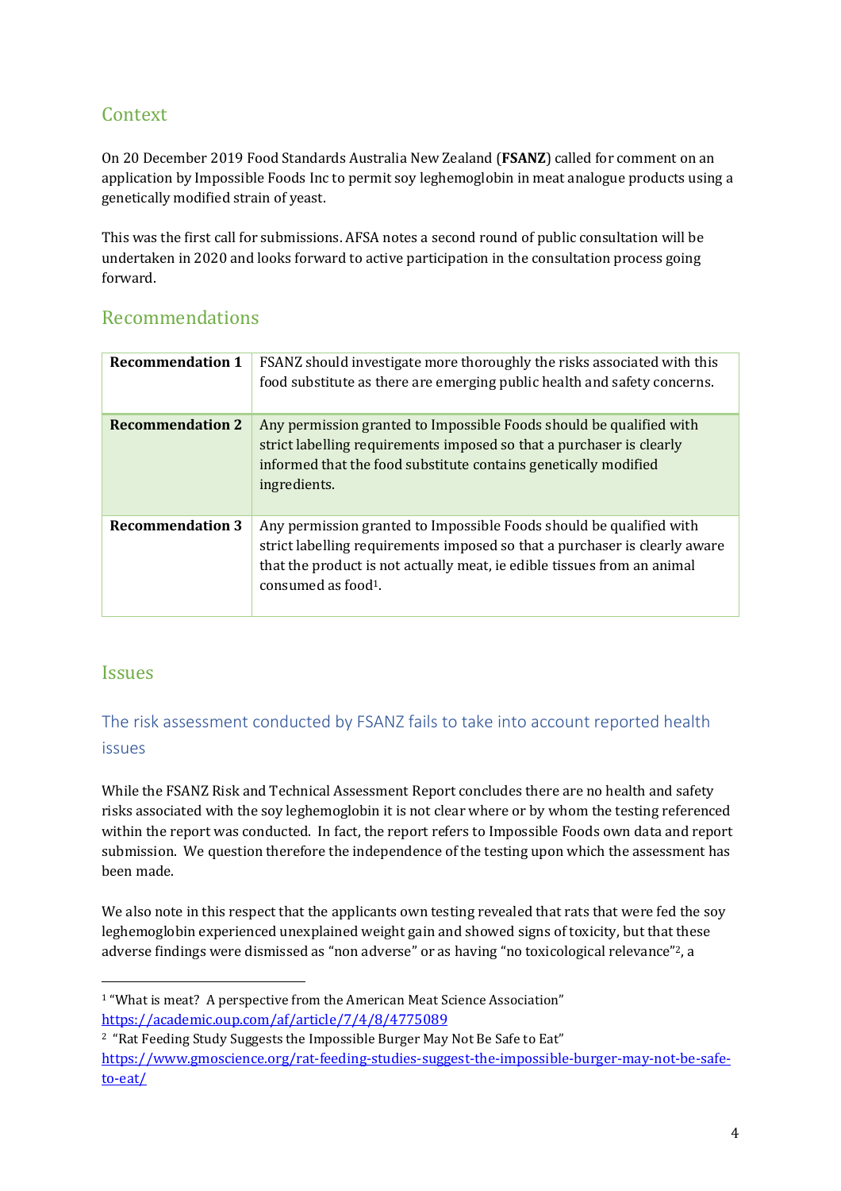## Context

On 20 December 2019 Food Standards Australia New Zealand (**FSANZ**) called for comment on an application by Impossible Foods Inc to permit soy leghemoglobin in meat analogue products using a genetically modified strain of yeast.

This was the first call for submissions. AFSA notes a second round of public consultation will be undertaken in 2020 and looks forward to active participation in the consultation process going forward.

## Recommendations

| | |
|---|---|
| **Recommendation 1** | FSANZ should investigate more thoroughly the risks associated with this food substitute as there are emerging public health and safety concerns. |
| **Recommendation 2** | Any permission granted to Impossible Foods should be qualified with strict labelling requirements imposed so that a purchaser is clearly informed that the food substitute contains genetically modified ingredients. |
| **Recommendation 3** | Any permission granted to Impossible Foods should be qualified with strict labelling requirements imposed so that a purchaser is clearly aware that the product is not actually meat, ie edible tissues from an animal consumed as food[1]. |

## Issues

### The risk assessment conducted by FSANZ fails to take into account reported health issues

While the FSANZ Risk and Technical Assessment Report concludes there are no health and safety risks associated with the soy leghemoglobin it is not clear where or by whom the testing referenced within the report was conducted. In fact, the report refers to Impossible Foods own data and report submission. We question therefore the independence of the testing upon which the assessment has been made.

We also note in this respect that the applicants own testing revealed that rats that were fed the soy leghemoglobin experienced unexplained weight gain and showed signs of toxicity, but that these adverse findings were dismissed as "non adverse" or as having "no toxicological relevance"[2], a

[1] "What is meat? A perspective from the American Meat Science Association" https://academic.oup.com/af/article/7/4/8/4775089

[2] "Rat Feeding Study Suggests the Impossible Burger May Not Be Safe to Eat" https://www.gmoscience.org/rat-feeding-studies-suggest-the-impossible-burger-may-not-be-safe-to-eat/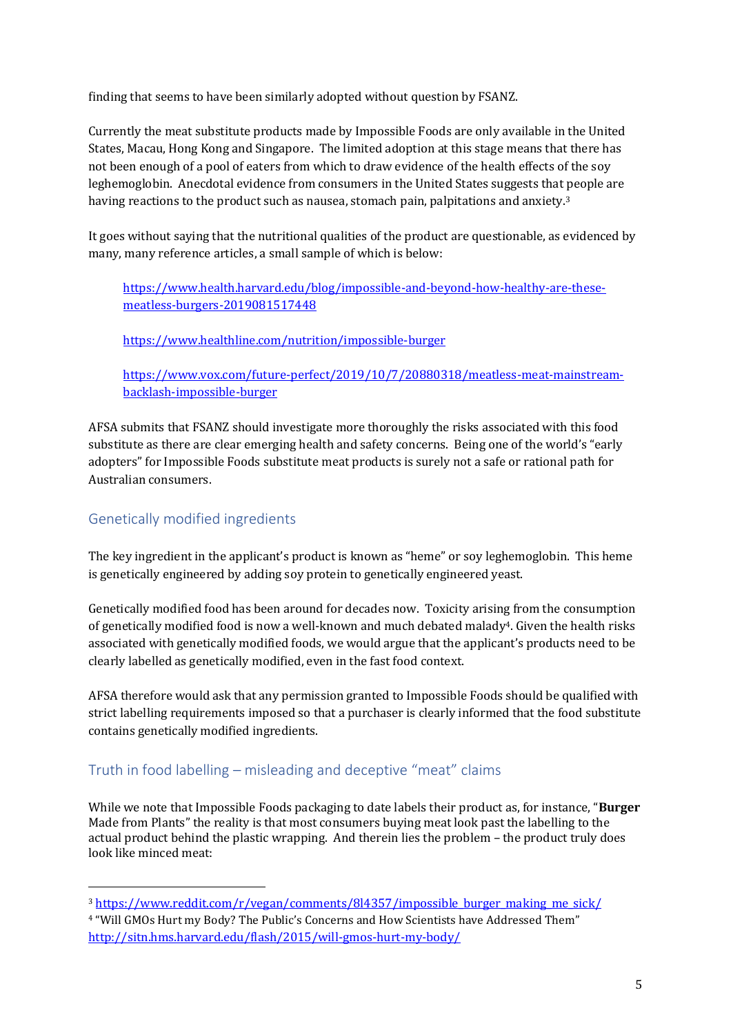finding that seems to have been similarly adopted without question by FSANZ.

Currently the meat substitute products made by Impossible Foods are only available in the United States, Macau, Hong Kong and Singapore. The limited adoption at this stage means that there has not been enough of a pool of eaters from which to draw evidence of the health effects of the soy leghemoglobin. Anecdotal evidence from consumers in the United States suggests that people are having reactions to the product such as nausea, stomach pain, palpitations and anxiety.[3]

It goes without saying that the nutritional qualities of the product are questionable, as evidenced by many, many reference articles, a small sample of which is below:

> https://www.health.harvard.edu/blog/impossible-and-beyond-how-healthy-are-these-meatless-burgers-2019081517448
>
> https://www.healthline.com/nutrition/impossible-burger
>
> https://www.vox.com/future-perfect/2019/10/7/20880318/meatless-meat-mainstream-backlash-impossible-burger

AFSA submits that FSANZ should investigate more thoroughly the risks associated with this food substitute as there are clear emerging health and safety concerns. Being one of the world's "early adopters" for Impossible Foods substitute meat products is surely not a safe or rational path for Australian consumers.

## Genetically modified ingredients

The key ingredient in the applicant's product is known as "heme" or soy leghemoglobin. This heme is genetically engineered by adding soy protein to genetically engineered yeast.

Genetically modified food has been around for decades now. Toxicity arising from the consumption of genetically modified food is now a well-known and much debated malady[4]. Given the health risks associated with genetically modified foods, we would argue that the applicant's products need to be clearly labelled as genetically modified, even in the fast food context.

AFSA therefore would ask that any permission granted to Impossible Foods should be qualified with strict labelling requirements imposed so that a purchaser is clearly informed that the food substitute contains genetically modified ingredients.

## Truth in food labelling – misleading and deceptive "meat" claims

While we note that Impossible Foods packaging to date labels their product as, for instance, "**Burger** Made from Plants" the reality is that most consumers buying meat look past the labelling to the actual product behind the plastic wrapping. And therein lies the problem – the product truly does look like minced meat:

---

[3] https://www.reddit.com/r/vegan/comments/8l4357/impossible_burger_making_me_sick/

[4] "Will GMOs Hurt my Body? The Public's Concerns and How Scientists have Addressed Them" http://sitn.hms.harvard.edu/flash/2015/will-gmos-hurt-my-body/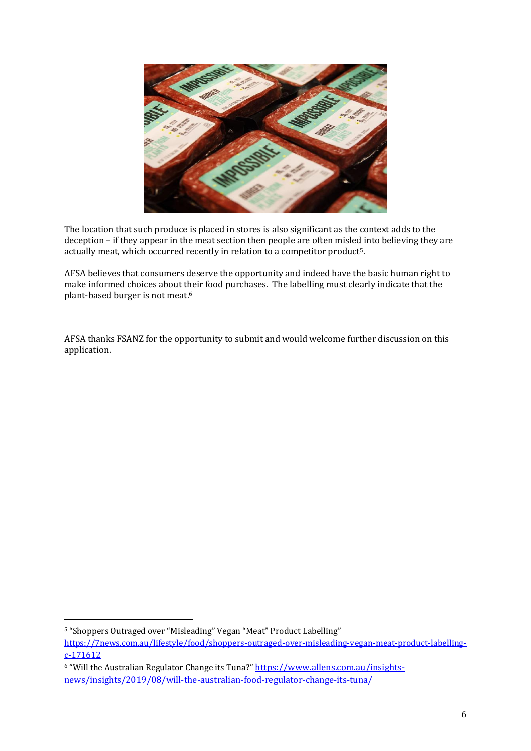The location that such produce is placed in stores is also significant as the context adds to the deception – if they appear in the meat section then people are often misled into believing they are actually meat, which occurred recently in relation to a competitor product[5].

AFSA believes that consumers deserve the opportunity and indeed have the basic human right to make informed choices about their food purchases. The labelling must clearly indicate that the plant-based burger is not meat.[6]

AFSA thanks FSANZ for the opportunity to submit and would welcome further discussion on this application.

---

[5] "Shoppers Outraged over "Misleading" Vegan "Meat" Product Labelling" https://7news.com.au/lifestyle/food/shoppers-outraged-over-misleading-vegan-meat-product-labelling-c-171612

[6] "Will the Australian Regulator Change its Tuna?" https://www.allens.com.au/insights-news/insights/2019/08/will-the-australian-food-regulator-change-its-tuna/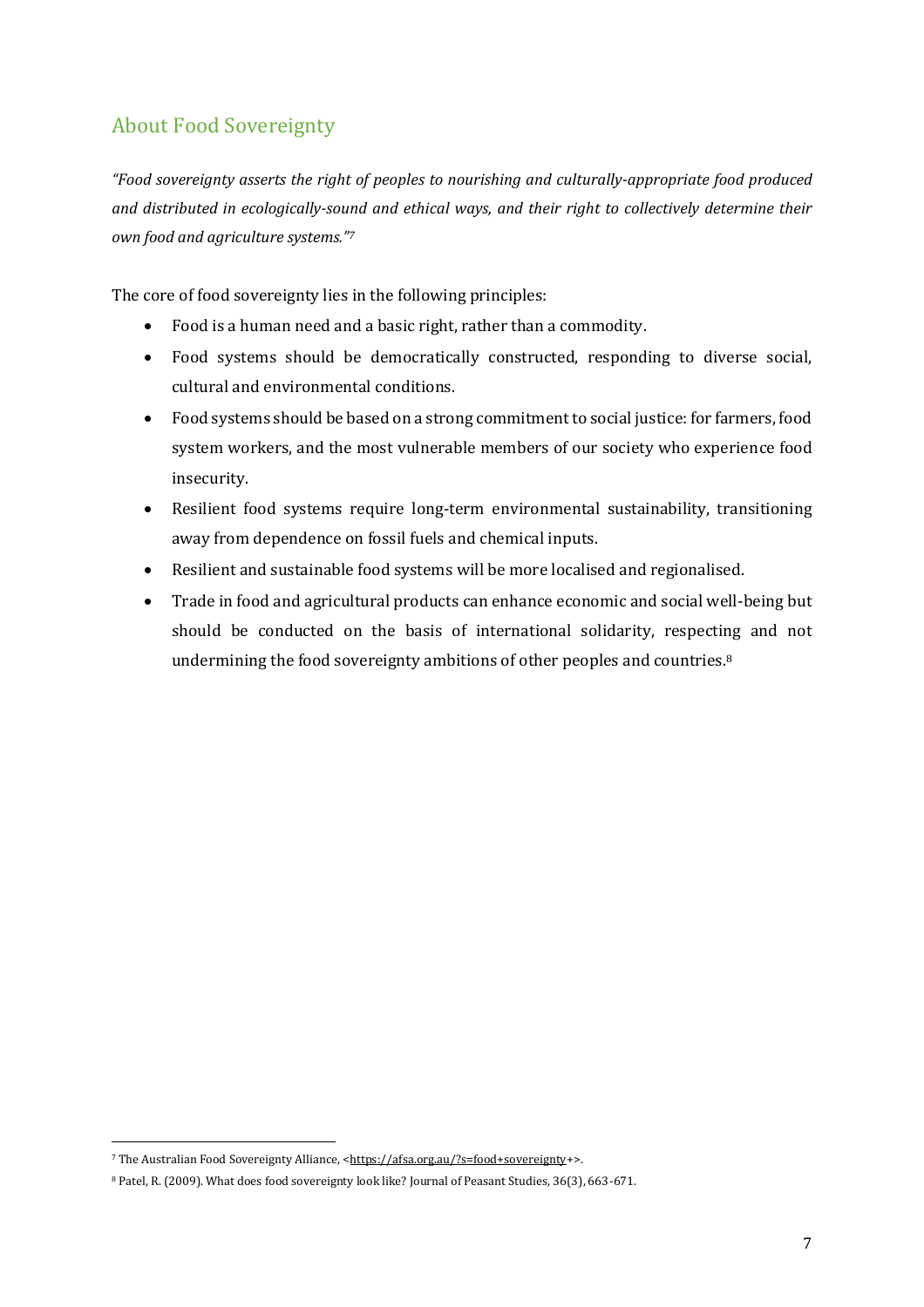## About Food Sovereignty

*"Food sovereignty asserts the right of peoples to nourishing and culturally-appropriate food produced and distributed in ecologically-sound and ethical ways, and their right to collectively determine their own food and agriculture systems."*[7]

The core of food sovereignty lies in the following principles:

- Food is a human need and a basic right, rather than a commodity.
- Food systems should be democratically constructed, responding to diverse social, cultural and environmental conditions.
- Food systems should be based on a strong commitment to social justice: for farmers, food system workers, and the most vulnerable members of our society who experience food insecurity.
- Resilient food systems require long-term environmental sustainability, transitioning away from dependence on fossil fuels and chemical inputs.
- Resilient and sustainable food systems will be more localised and regionalised.
- Trade in food and agricultural products can enhance economic and social well-being but should be conducted on the basis of international solidarity, respecting and not undermining the food sovereignty ambitions of other peoples and countries.[8]

---

[7] The Australian Food Sovereignty Alliance, <https://afsa.org.au/?s=food+sovereignty+>.

[8] Patel, R. (2009). What does food sovereignty look like? Journal of Peasant Studies, 36(3), 663-671.